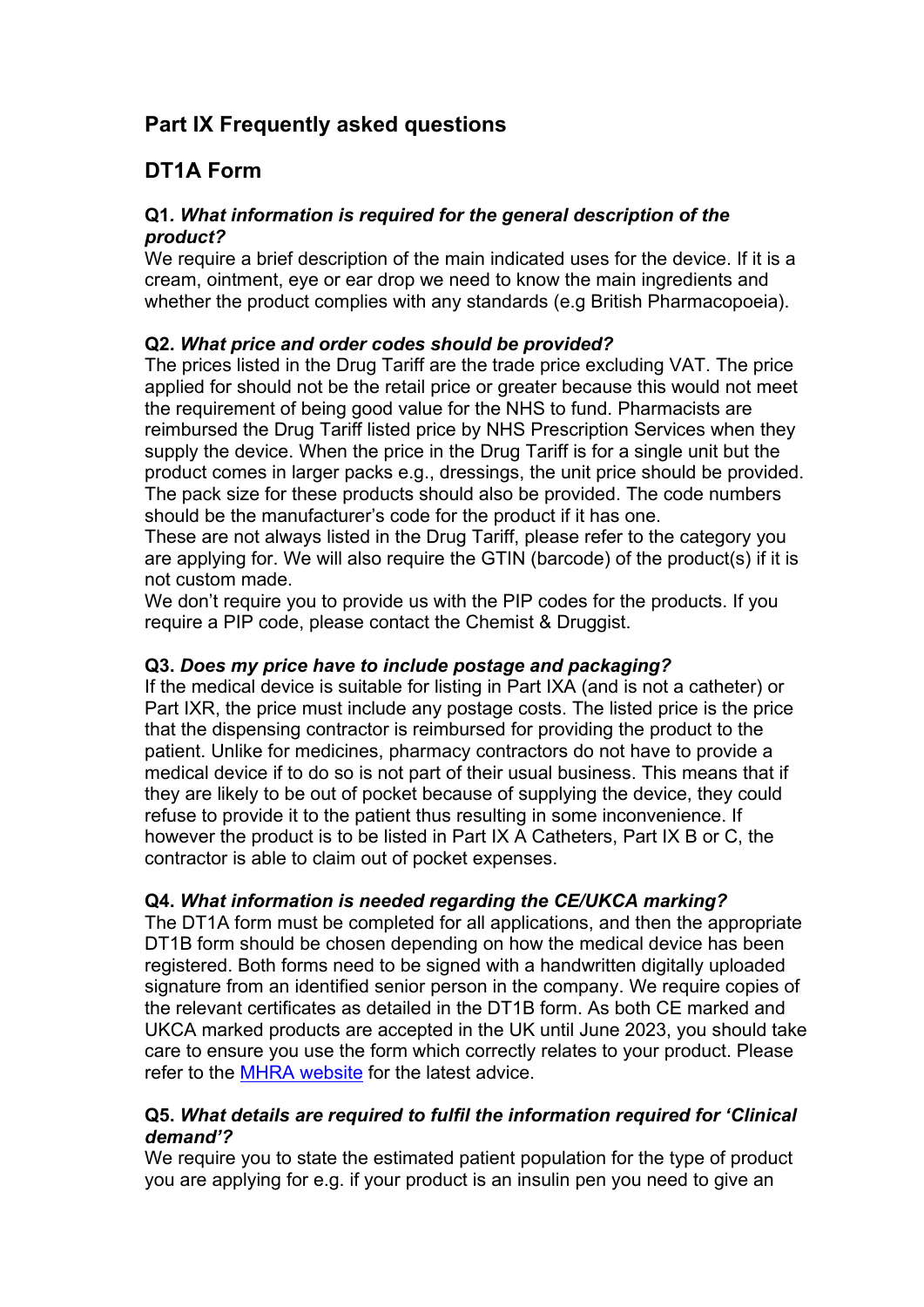## Part IX Frequently asked questions

## DT1A Form

**Q1.** ***What information is required for the general description of the product?***
We require a brief description of the main indicated uses for the device. If it is a cream, ointment, eye or ear drop we need to know the main ingredients and whether the product complies with any standards (e.g British Pharmacopoeia).

**Q2.** ***What price and order codes should be provided?***
The prices listed in the Drug Tariff are the trade price excluding VAT. The price applied for should not be the retail price or greater because this would not meet the requirement of being good value for the NHS to fund. Pharmacists are reimbursed the Drug Tariff listed price by NHS Prescription Services when they supply the device. When the price in the Drug Tariff is for a single unit but the product comes in larger packs e.g., dressings, the unit price should be provided. The pack size for these products should also be provided. The code numbers should be the manufacturer's code for the product if it has one.
These are not always listed in the Drug Tariff, please refer to the category you are applying for. We will also require the GTIN (barcode) of the product(s) if it is not custom made.
We don't require you to provide us with the PIP codes for the products. If you require a PIP code, please contact the Chemist & Druggist.

**Q3.** ***Does my price have to include postage and packaging?***
If the medical device is suitable for listing in Part IXA (and is not a catheter) or Part IXR, the price must include any postage costs. The listed price is the price that the dispensing contractor is reimbursed for providing the product to the patient. Unlike for medicines, pharmacy contractors do not have to provide a medical device if to do so is not part of their usual business. This means that if they are likely to be out of pocket because of supplying the device, they could refuse to provide it to the patient thus resulting in some inconvenience. If however the product is to be listed in Part IX A Catheters, Part IX B or C, the contractor is able to claim out of pocket expenses.

**Q4.** ***What information is needed regarding the CE/UKCA marking?***
The DT1A form must be completed for all applications, and then the appropriate DT1B form should be chosen depending on how the medical device has been registered. Both forms need to be signed with a handwritten digitally uploaded signature from an identified senior person in the company. We require copies of the relevant certificates as detailed in the DT1B form. As both CE marked and UKCA marked products are accepted in the UK until June 2023, you should take care to ensure you use the form which correctly relates to your product. Please refer to the MHRA website for the latest advice.

**Q5.** ***What details are required to fulfil the information required for 'Clinical demand'?***
We require you to state the estimated patient population for the type of product you are applying for e.g. if your product is an insulin pen you need to give an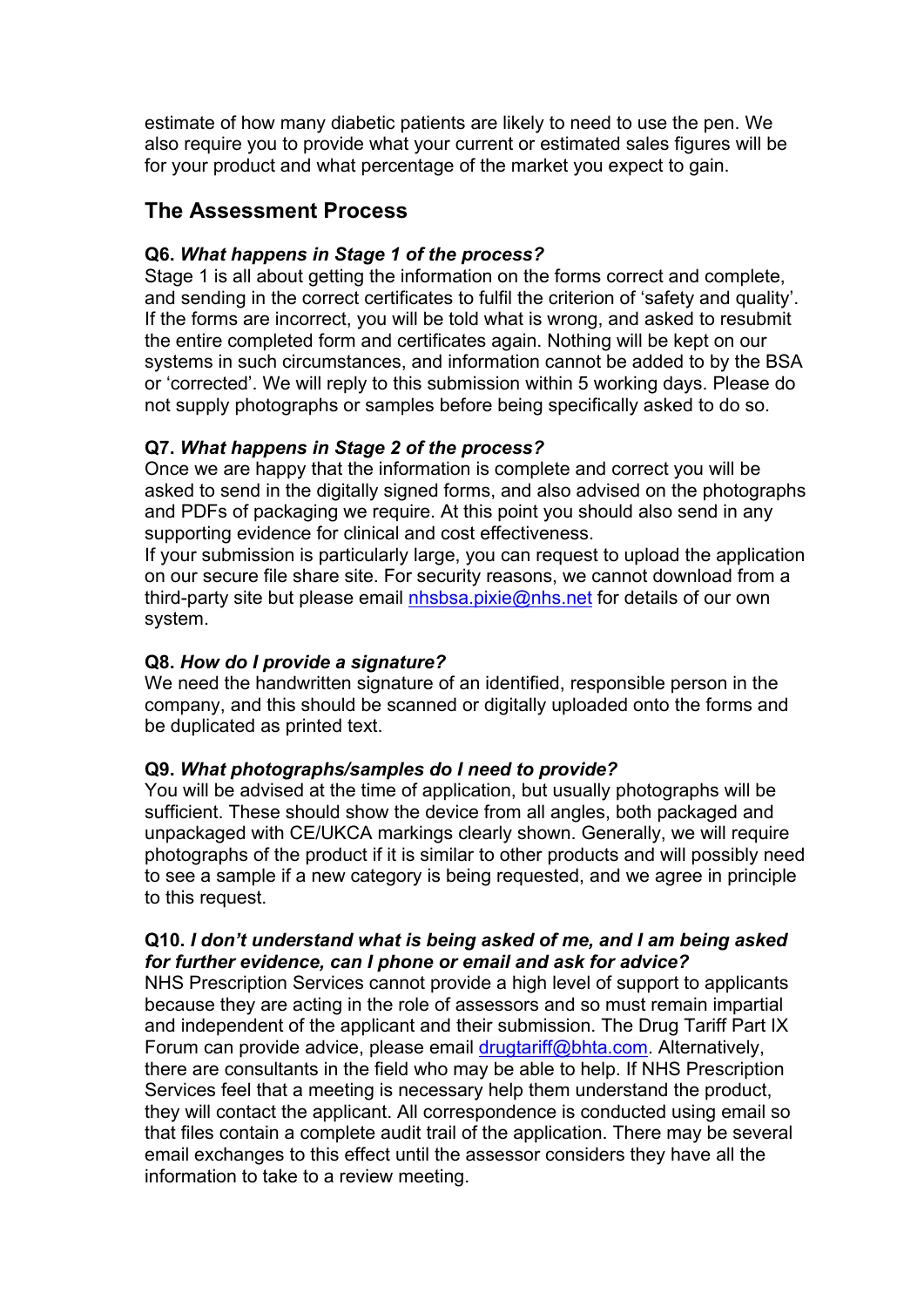estimate of how many diabetic patients are likely to need to use the pen. We also require you to provide what your current or estimated sales figures will be for your product and what percentage of the market you expect to gain.

## The Assessment Process

**Q6.** ***What happens in Stage 1 of the process?***
Stage 1 is all about getting the information on the forms correct and complete, and sending in the correct certificates to fulfil the criterion of 'safety and quality'. If the forms are incorrect, you will be told what is wrong, and asked to resubmit the entire completed form and certificates again. Nothing will be kept on our systems in such circumstances, and information cannot be added to by the BSA or 'corrected'. We will reply to this submission within 5 working days. Please do not supply photographs or samples before being specifically asked to do so.

**Q7.** ***What happens in Stage 2 of the process?***
Once we are happy that the information is complete and correct you will be asked to send in the digitally signed forms, and also advised on the photographs and PDFs of packaging we require. At this point you should also send in any supporting evidence for clinical and cost effectiveness.
If your submission is particularly large, you can request to upload the application on our secure file share site. For security reasons, we cannot download from a third-party site but please email nhsbsa.pixie@nhs.net for details of our own system.

**Q8.** ***How do I provide a signature?***
We need the handwritten signature of an identified, responsible person in the company, and this should be scanned or digitally uploaded onto the forms and be duplicated as printed text.

**Q9.** ***What photographs/samples do I need to provide?***
You will be advised at the time of application, but usually photographs will be sufficient. These should show the device from all angles, both packaged and unpackaged with CE/UKCA markings clearly shown. Generally, we will require photographs of the product if it is similar to other products and will possibly need to see a sample if a new category is being requested, and we agree in principle to this request.

**Q10.** ***I don't understand what is being asked of me, and I am being asked for further evidence, can I phone or email and ask for advice?***
NHS Prescription Services cannot provide a high level of support to applicants because they are acting in the role of assessors and so must remain impartial and independent of the applicant and their submission. The Drug Tariff Part IX Forum can provide advice, please email drugtariff@bhta.com. Alternatively, there are consultants in the field who may be able to help. If NHS Prescription Services feel that a meeting is necessary help them understand the product, they will contact the applicant. All correspondence is conducted using email so that files contain a complete audit trail of the application. There may be several email exchanges to this effect until the assessor considers they have all the information to take to a review meeting.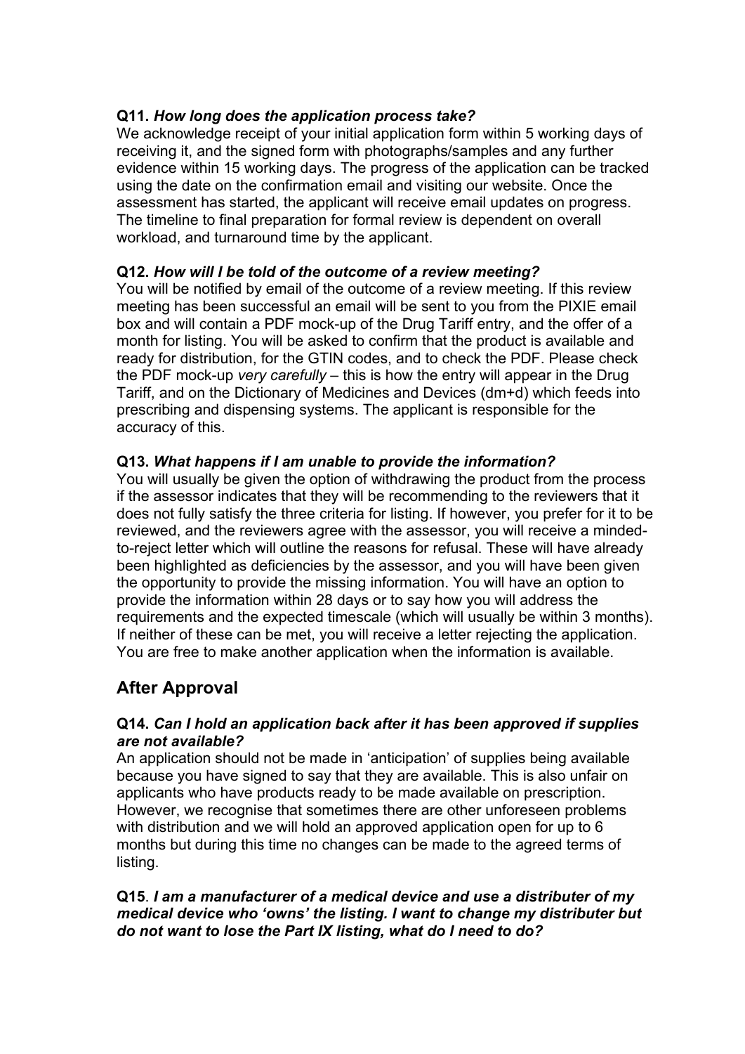**Q11.** ***How long does the application process take?***
We acknowledge receipt of your initial application form within 5 working days of receiving it, and the signed form with photographs/samples and any further evidence within 15 working days. The progress of the application can be tracked using the date on the confirmation email and visiting our website. Once the assessment has started, the applicant will receive email updates on progress. The timeline to final preparation for formal review is dependent on overall workload, and turnaround time by the applicant.

**Q12.** ***How will I be told of the outcome of a review meeting?***
You will be notified by email of the outcome of a review meeting. If this review meeting has been successful an email will be sent to you from the PIXIE email box and will contain a PDF mock-up of the Drug Tariff entry, and the offer of a month for listing. You will be asked to confirm that the product is available and ready for distribution, for the GTIN codes, and to check the PDF. Please check the PDF mock-up *very carefully* – this is how the entry will appear in the Drug Tariff, and on the Dictionary of Medicines and Devices (dm+d) which feeds into prescribing and dispensing systems. The applicant is responsible for the accuracy of this.

**Q13.** ***What happens if I am unable to provide the information?***
You will usually be given the option of withdrawing the product from the process if the assessor indicates that they will be recommending to the reviewers that it does not fully satisfy the three criteria for listing. If however, you prefer for it to be reviewed, and the reviewers agree with the assessor, you will receive a minded-to-reject letter which will outline the reasons for refusal. These will have already been highlighted as deficiencies by the assessor, and you will have been given the opportunity to provide the missing information. You will have an option to provide the information within 28 days or to say how you will address the requirements and the expected timescale (which will usually be within 3 months). If neither of these can be met, you will receive a letter rejecting the application. You are free to make another application when the information is available.

## After Approval

**Q14.** ***Can I hold an application back after it has been approved if supplies are not available?***
An application should not be made in 'anticipation' of supplies being available because you have signed to say that they are available. This is also unfair on applicants who have products ready to be made available on prescription. However, we recognise that sometimes there are other unforeseen problems with distribution and we will hold an approved application open for up to 6 months but during this time no changes can be made to the agreed terms of listing.

**Q15**. ***I am a manufacturer of a medical device and use a distributer of my medical device who 'owns' the listing. I want to change my distributer but do not want to lose the Part IX listing, what do I need to do?***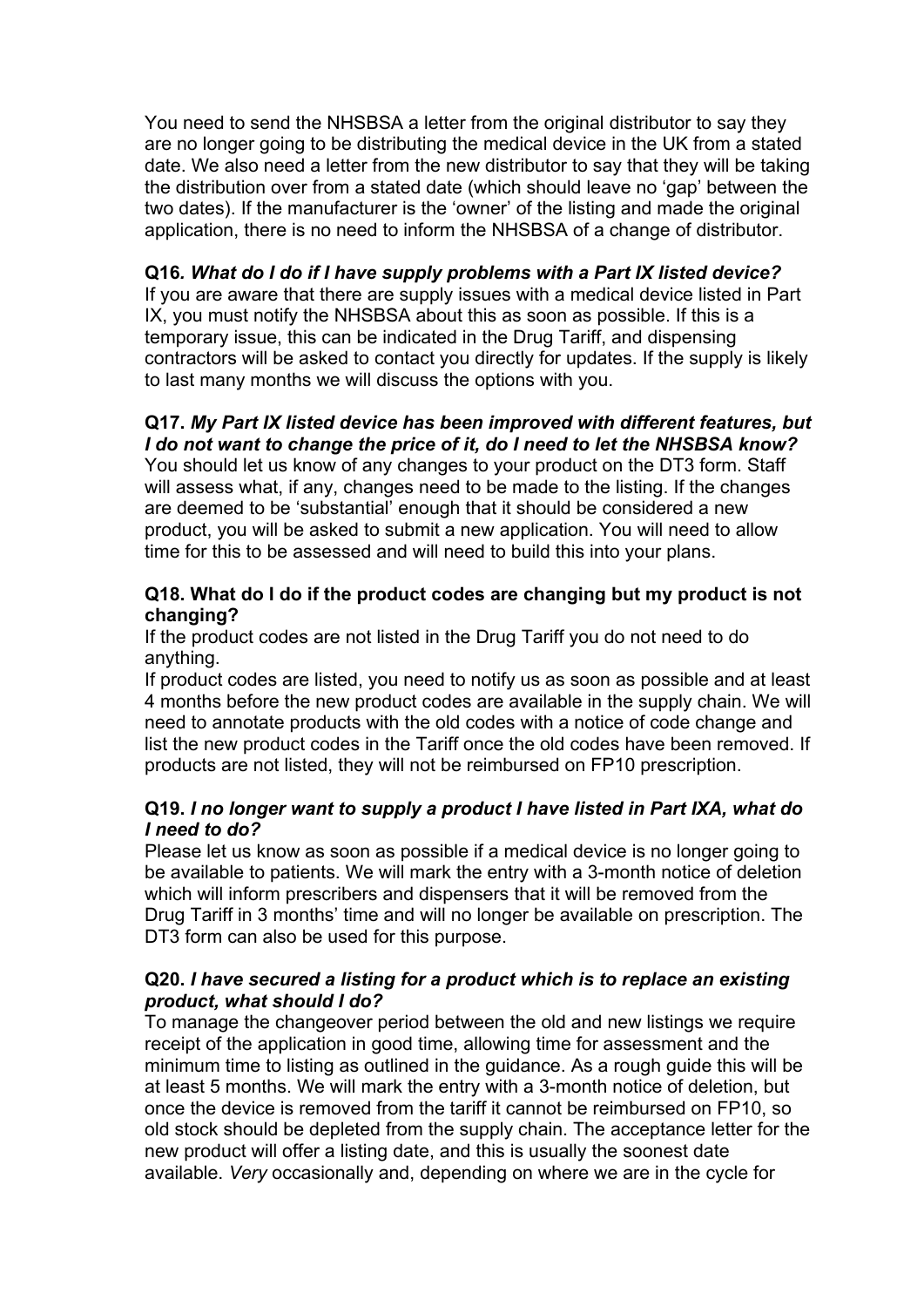You need to send the NHSBSA a letter from the original distributor to say they are no longer going to be distributing the medical device in the UK from a stated date. We also need a letter from the new distributor to say that they will be taking the distribution over from a stated date (which should leave no 'gap' between the two dates). If the manufacturer is the 'owner' of the listing and made the original application, there is no need to inform the NHSBSA of a change of distributor.

**Q16*. What do I do if I have supply problems with a Part IX listed device?***
If you are aware that there are supply issues with a medical device listed in Part IX, you must notify the NHSBSA about this as soon as possible. If this is a temporary issue, this can be indicated in the Drug Tariff, and dispensing contractors will be asked to contact you directly for updates. If the supply is likely to last many months we will discuss the options with you.

**Q17. *My Part IX listed device has been improved with different features, but I do not want to change the price of it, do I need to let the NHSBSA know?***
You should let us know of any changes to your product on the DT3 form. Staff will assess what, if any, changes need to be made to the listing. If the changes are deemed to be 'substantial' enough that it should be considered a new product, you will be asked to submit a new application. You will need to allow time for this to be assessed and will need to build this into your plans.

**Q18. What do I do if the product codes are changing but my product is not changing?**
If the product codes are not listed in the Drug Tariff you do not need to do anything.
If product codes are listed, you need to notify us as soon as possible and at least 4 months before the new product codes are available in the supply chain. We will need to annotate products with the old codes with a notice of code change and list the new product codes in the Tariff once the old codes have been removed. If products are not listed, they will not be reimbursed on FP10 prescription.

**Q19. *I no longer want to supply a product I have listed in Part IXA, what do I need to do?***
Please let us know as soon as possible if a medical device is no longer going to be available to patients. We will mark the entry with a 3-month notice of deletion which will inform prescribers and dispensers that it will be removed from the Drug Tariff in 3 months' time and will no longer be available on prescription. The DT3 form can also be used for this purpose.

**Q20. *I have secured a listing for a product which is to replace an existing product, what should I do?***
To manage the changeover period between the old and new listings we require receipt of the application in good time, allowing time for assessment and the minimum time to listing as outlined in the guidance. As a rough guide this will be at least 5 months. We will mark the entry with a 3-month notice of deletion, but once the device is removed from the tariff it cannot be reimbursed on FP10, so old stock should be depleted from the supply chain. The acceptance letter for the new product will offer a listing date, and this is usually the soonest date available*. Very* occasionally and, depending on where we are in the cycle for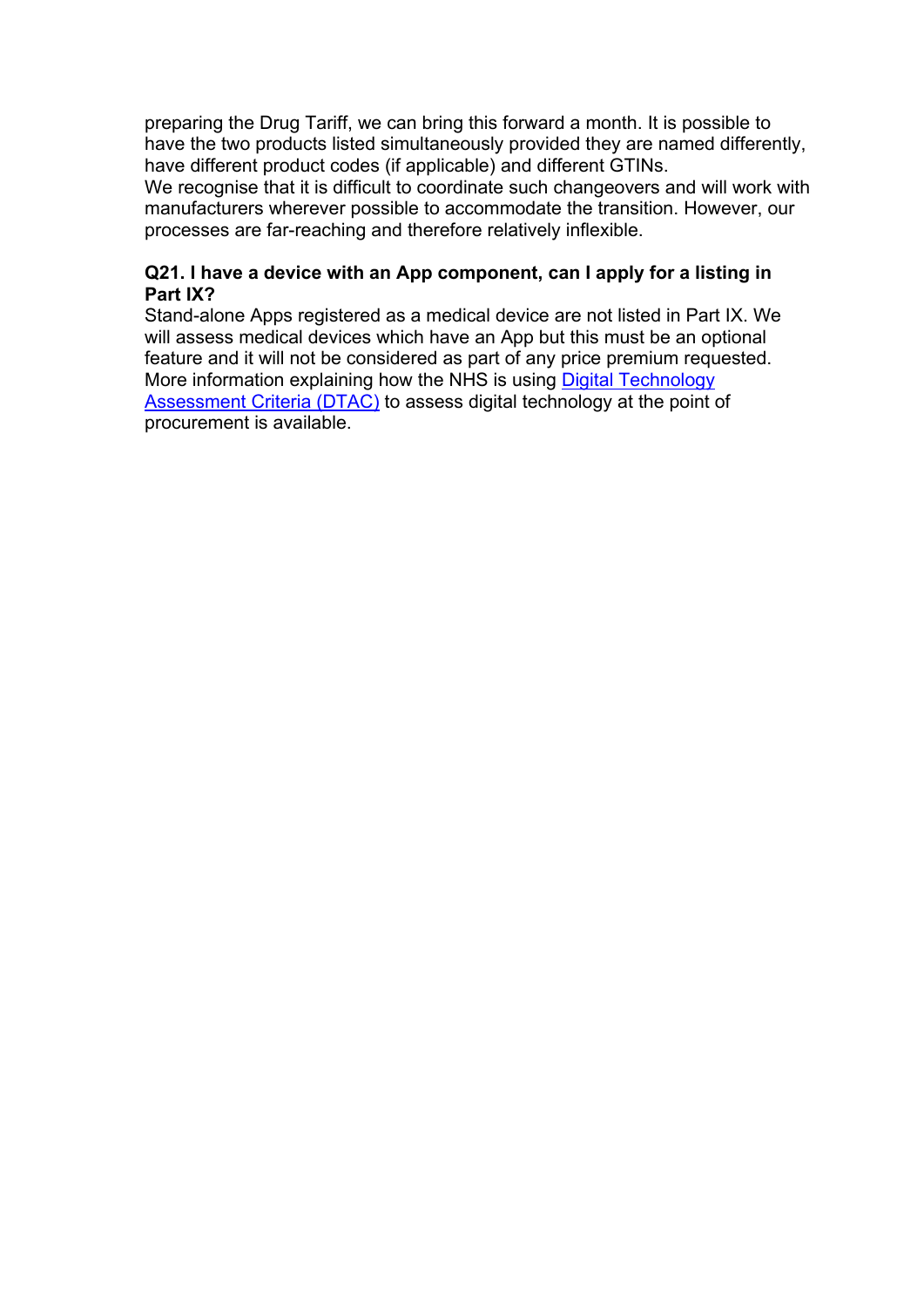preparing the Drug Tariff, we can bring this forward a month. It is possible to have the two products listed simultaneously provided they are named differently, have different product codes (if applicable) and different GTINs.
We recognise that it is difficult to coordinate such changeovers and will work with manufacturers wherever possible to accommodate the transition. However, our processes are far-reaching and therefore relatively inflexible.

**Q21. I have a device with an App component, can I apply for a listing in Part IX?**
Stand-alone Apps registered as a medical device are not listed in Part IX. We will assess medical devices which have an App but this must be an optional feature and it will not be considered as part of any price premium requested. More information explaining how the NHS is using Digital Technology Assessment Criteria (DTAC) to assess digital technology at the point of procurement is available.